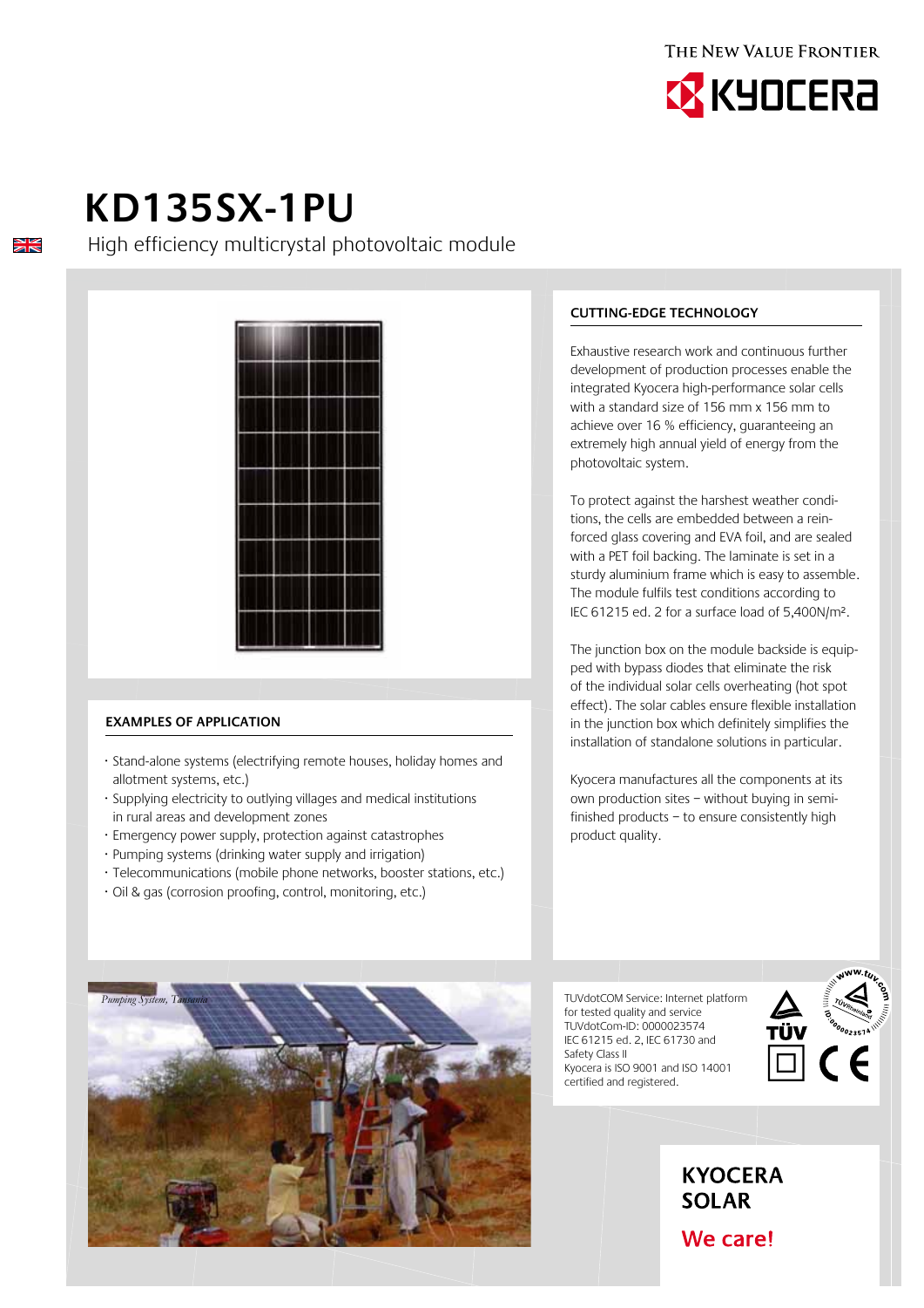THE NEW VALUE FRONTIER

KYOCERA

# KD135SX-1PU

High efficiency multicrystal photovoltaic module

## CUTTING-EDGE TECHNOLOGY

Exhaustive research work and continuous further development of production processes enable the integrated Kyocera high-performance solar cells with a standard size of 156 mm x 156 mm to achieve over 16 % efficiency, guaranteeing an extremely high annual yield of energy from the photovoltaic system.

To protect against the harshest weather conditions, the cells are embedded between a reinforced glass covering and EVA foil, and are sealed with a PET foil backing. The laminate is set in a sturdy aluminium frame which is easy to assemble. The module fulfils test conditions according to IEC 61215 ed. 2 for a surface load of 5,400N/m².

The junction box on the module backside is equipped with bypass diodes that eliminate the risk of the individual solar cells overheating (hot spot effect). The solar cables ensure flexible installation in the junction box which definitely simplifies the installation of standalone solutions in particular.

Kyocera manufactures all the components at its own production sites – without buying in semi-finished products – to ensure consistently high product quality.

## EXAMPLES OF APPLICATION

- Stand-alone systems (electrifying remote houses, holiday homes and allotment systems, etc.)
- Supplying electricity to outlying villages and medical institutions in rural areas and development zones
- Emergency power supply, protection against catastrophes
- Pumping systems (drinking water supply and irrigation)
- Telecommunications (mobile phone networks, booster stations, etc.)
- Oil & gas (corrosion proofing, control, monitoring, etc.)

*Pumping System, Tanzania*

TUVdotCOM Service: Internet platform for tested quality and service
TUVdotCom-ID: 0000023574
IEC 61215 ed. 2, IEC 61730 and Safety Class II
Kyocera is ISO 9001 and ISO 14001 certified and registered.

**KYOCERA SOLAR**

**We care!**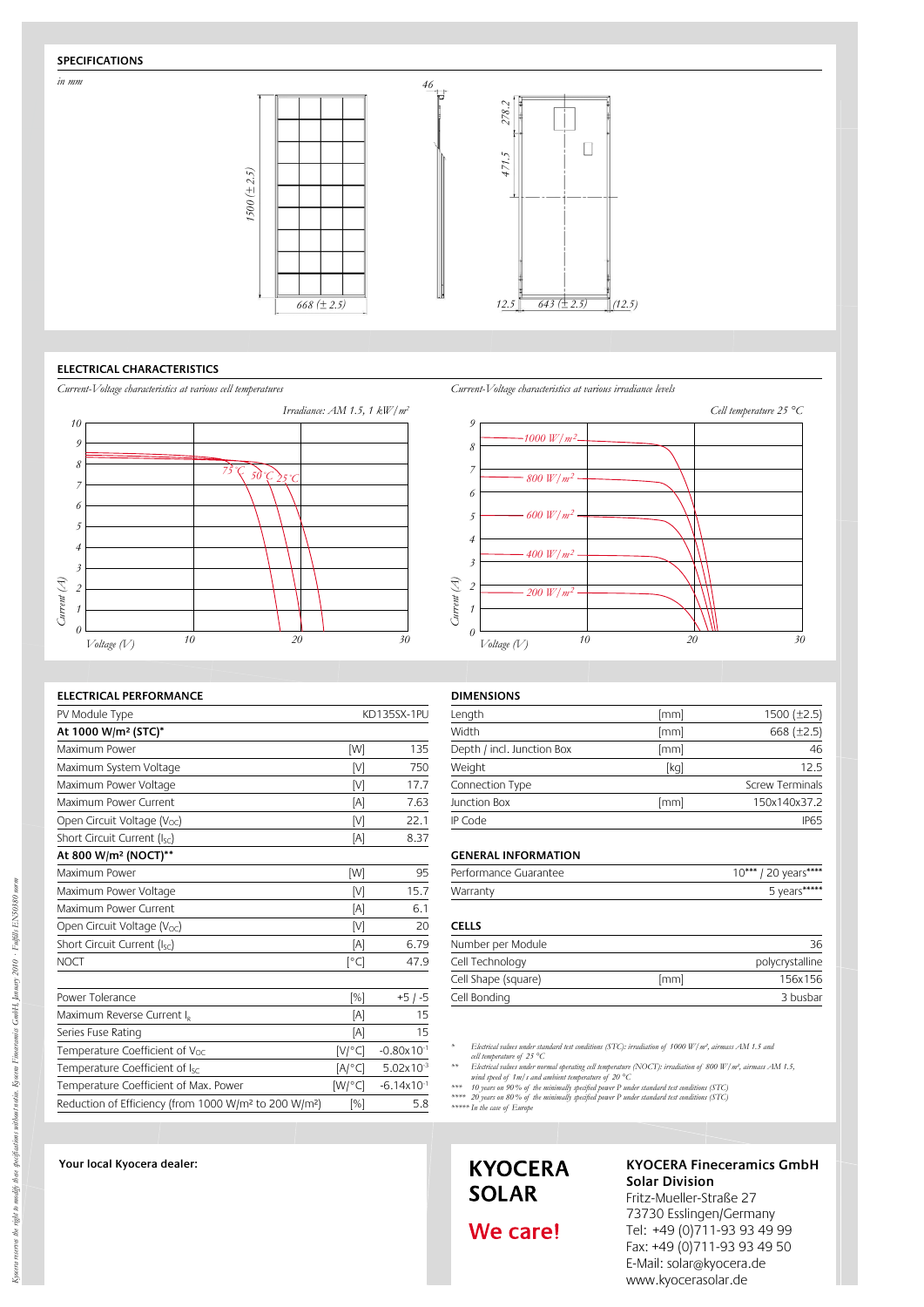## SPECIFICATIONS

*in mm*

1500 (± 2.5)

668 (± 2.5)

46

278.2

471.5

12.5

643 (± 2.5)

(12.5)

## ELECTRICAL CHARACTERISTICS

*Current-Voltage characteristics at various cell temperatures*

Irradiance: AM 1.5, 1 kW/m²

75 °C 50 °C 25 °C

Current (A)

Voltage (V)

0 1 2 3 4 5 6 7 8 9 10

10 20 30

*Current-Voltage characteristics at various irradiance levels*

Cell temperature 25 °C

1000 W/m²

800 W/m²

600 W/m²

400 W/m²

200 W/m²

Current (A)

Voltage (V)

0 1 2 3 4 5 6 7 8 9

10 20 30

## ELECTRICAL PERFORMANCE

| | | |
|---|---|---|
| PV Module Type | | KD135SX-1PU |
| **At 1000 W/m² (STC)*** | | |
| Maximum Power | [W] | 135 |
| Maximum System Voltage | [V] | 750 |
| Maximum Power Voltage | [V] | 17.7 |
| Maximum Power Current | [A] | 7.63 |
| Open Circuit Voltage ($V_{OC}$) | [V] | 22.1 |
| Short Circuit Current ($I_{SC}$) | [A] | 8.37 |
| **At 800 W/m² (NOCT)**** | | |
| Maximum Power | [W] | 95 |
| Maximum Power Voltage | [V] | 15.7 |
| Maximum Power Current | [A] | 6.1 |
| Open Circuit Voltage ($V_{OC}$) | [V] | 20 |
| Short Circuit Current ($I_{SC}$) | [A] | 6.79 |
| NOCT | [°C] | 47.9 |

| | | |
|---|---|---|
| Power Tolerance | [%] | +5 / -5 |
| Maximum Reverse Current $I_R$ | [A] | 15 |
| Series Fuse Rating | [A] | 15 |
| Temperature Coefficient of $V_{OC}$ | [V/°C] | $-0.80 \times 10^{-1}$ |
| Temperature Coefficient of $I_{SC}$ | [A/°C] | $5.02 \times 10^{-3}$ |
| Temperature Coefficient of Max. Power | [W/°C] | $-6.14 \times 10^{-1}$ |
| Reduction of Efficiency (from 1000 W/m² to 200 W/m²) | [%] | 5.8 |

## DIMENSIONS

| | | |
|---|---|---|
| Length | [mm] | 1500 (±2.5) |
| Width | [mm] | 668 (±2.5) |
| Depth / incl. Junction Box | [mm] | 46 |
| Weight | [kg] | 12.5 |
| Connection Type | | Screw Terminals |
| Junction Box | [mm] | 150x140x37.2 |
| IP Code | | IP65 |

## GENERAL INFORMATION

| | |
|---|---|
| Performance Guarantee | 10*** / 20 years**** |
| Warranty | 5 years***** |

## CELLS

| | | |
|---|---|---|
| Number per Module | | 36 |
| Cell Technology | | polycrystalline |
| Cell Shape (square) | [mm] | 156x156 |
| Cell Bonding | | 3 busbar |

\* Electrical values under standard test conditions (STC): irradiation of 1000 W/m², airmass AM 1.5 and cell temperature of 25 °C

\*\* Electrical values under normal operating cell temperature (NOCT): irradiation of 800 W/m², airmass AM 1.5, wind speed of 1m/s and ambient temperature of 20 °C

\*\*\* 10 years on 90 % of the minimally specified power P under standard test conditions (STC)

\*\*\*\* 20 years on 80 % of the minimally specified power P under standard test conditions (STC)

\*\*\*\*\* In the case of Europe

**Your local Kyocera dealer:**

**KYOCERA SOLAR**

**We care!**

**KYOCERA Fineceramics GmbH**
**Solar Division**
Fritz-Mueller-Straße 27
73730 Esslingen/Germany
Tel: +49 (0)711-93 93 49 99
Fax: +49 (0)711-93 93 49 50
E-Mail: solar@kyocera.de
www.kyocerasolar.de

*Kyocera reserves the right to modify these specifications without notice. Kyocera Fineceramics GmbH, January 2010 · Fulfills EN50380 norm*